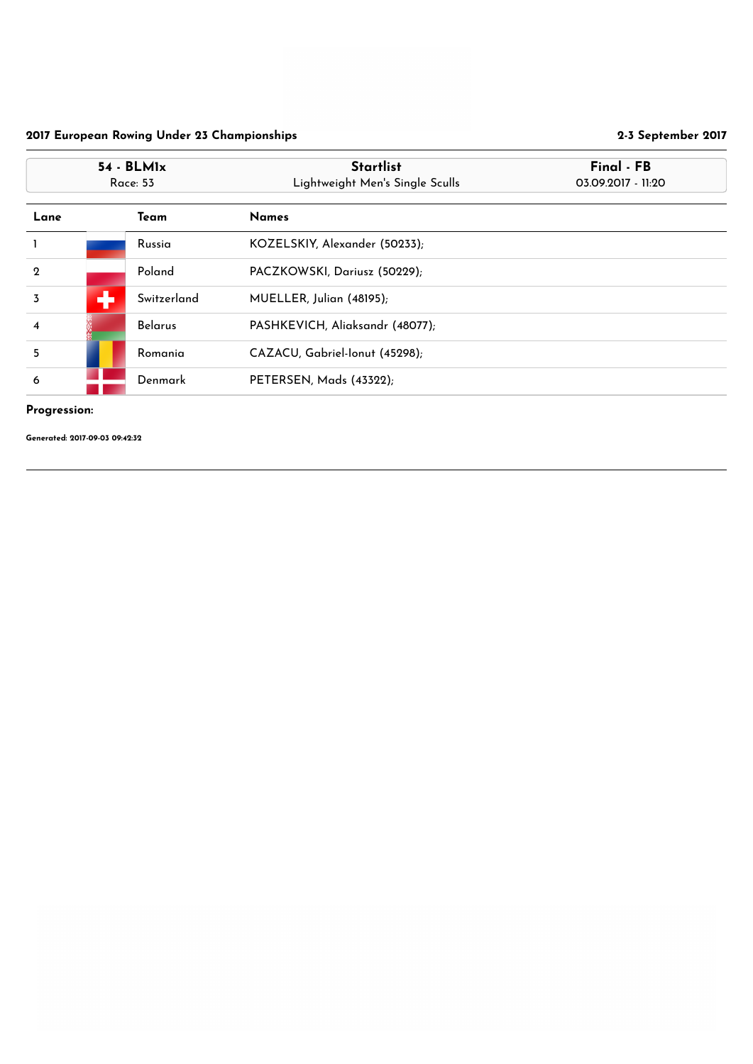**2017 European Rowing Under 23 Championships** — **2-3 September 2017**

| 54 - BLM1x | Startlist | Final - FB |
|---|---|---|
| Race: 53 | Lightweight Men's Single Sculls | 03.09.2017 - 11:20 |

| Lane | Team | Names |
|---|---|---|
| 1 | Russia | KOZELSKIY, Alexander (50233); |
| 2 | Poland | PACZKOWSKI, Dariusz (50229); |
| 3 | Switzerland | MUELLER, Julian (48195); |
| 4 | Belarus | PASHKEVICH, Aliaksandr (48077); |
| 5 | Romania | CAZACU, Gabriel-Ionut (45298); |
| 6 | Denmark | PETERSEN, Mads (43322); |

**Progression:**

**Generated: 2017-09-03 09:42:32**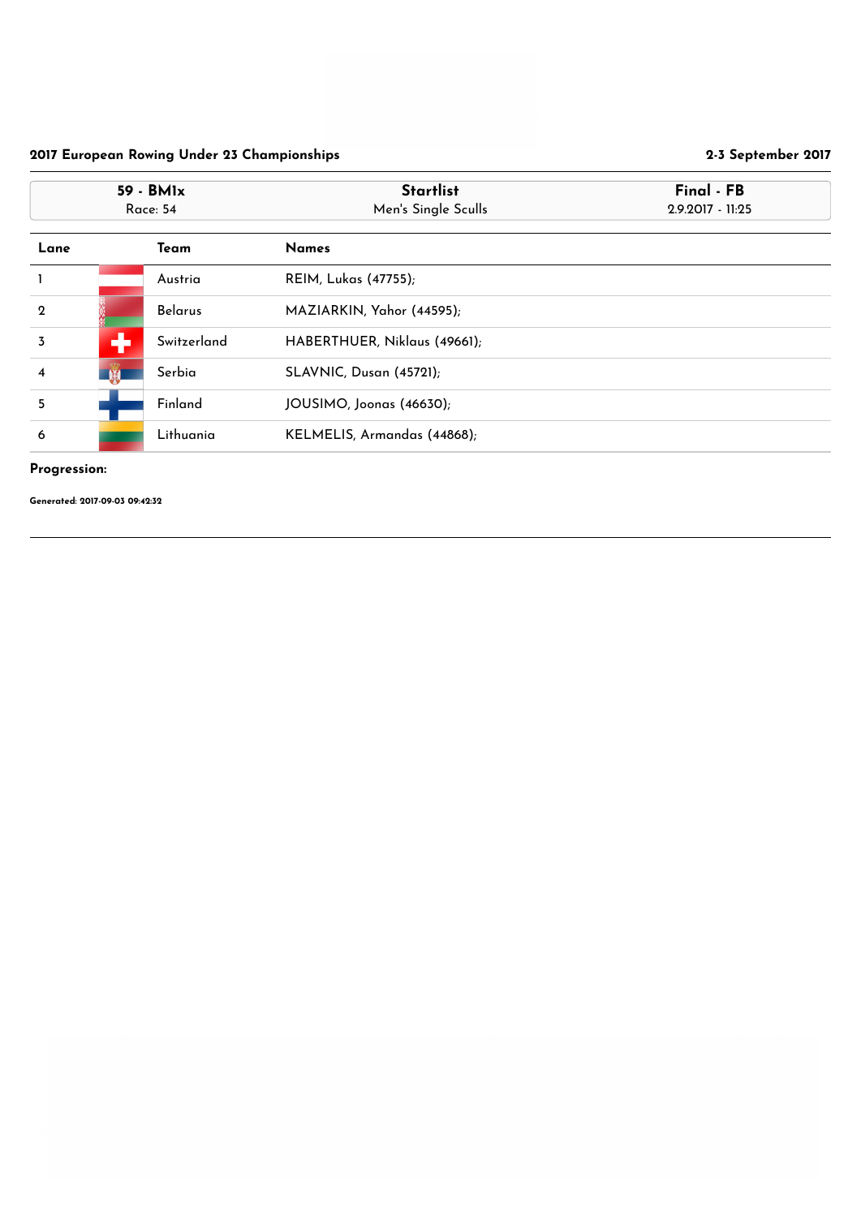**2017 European Rowing Under 23 Championships** — **2-3 September 2017**

| 59 - BM1x | Startlist | Final - FB |
|---|---|---|
| Race: 54 | Men's Single Sculls | 2.9.2017 - 11:25 |

| Lane | Team | Names |
|---|---|---|
| 1 | Austria | REIM, Lukas (47755); |
| 2 | Belarus | MAZIARKIN, Yahor (44595); |
| 3 | Switzerland | HABERTHUER, Niklaus (49661); |
| 4 | Serbia | SLAVNIC, Dusan (45721); |
| 5 | Finland | JOUSIMO, Joonas (46630); |
| 6 | Lithuania | KELMELIS, Armandas (44868); |

**Progression:**

**Generated: 2017-09-03 09:42:32**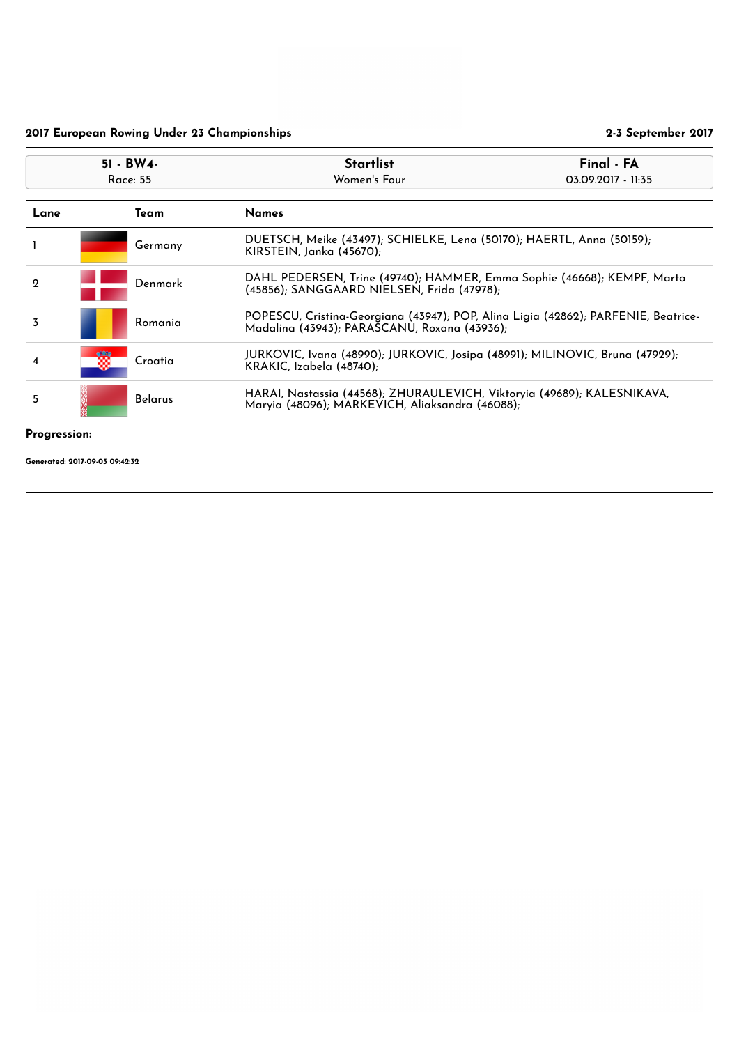## 2017 European Rowing Under 23 Championships

2-3 September 2017

| 51 - BW4- | Startlist | Final - FA |
|---|---|---|
| Race: 55 | Women's Four | 03.09.2017 - 11:35 |

| Lane | Team | Names |
|---|---|---|
| 1 | Germany | DUETSCH, Meike (43497); SCHIELKE, Lena (50170); HAERTL, Anna (50159); KIRSTEIN, Janka (45670); |
| 2 | Denmark | DAHL PEDERSEN, Trine (49740); HAMMER, Emma Sophie (46668); KEMPF, Marta (45856); SANGGAARD NIELSEN, Frida (47978); |
| 3 | Romania | POPESCU, Cristina-Georgiana (43947); POP, Alina Ligia (42862); PARFENIE, Beatrice-Madalina (43943); PARASCANU, Roxana (43936); |
| 4 | Croatia | JURKOVIC, Ivana (48990); JURKOVIC, Josipa (48991); MILINOVIC, Bruna (47929); KRAKIC, Izabela (48740); |
| 5 | Belarus | HARAI, Nastassia (44568); ZHURAULEVICH, Viktoryia (49689); KALESNIKAVA, Maryia (48096); MARKEVICH, Aliaksandra (46088); |

**Progression:**

**Generated: 2017-09-03 09:42:32**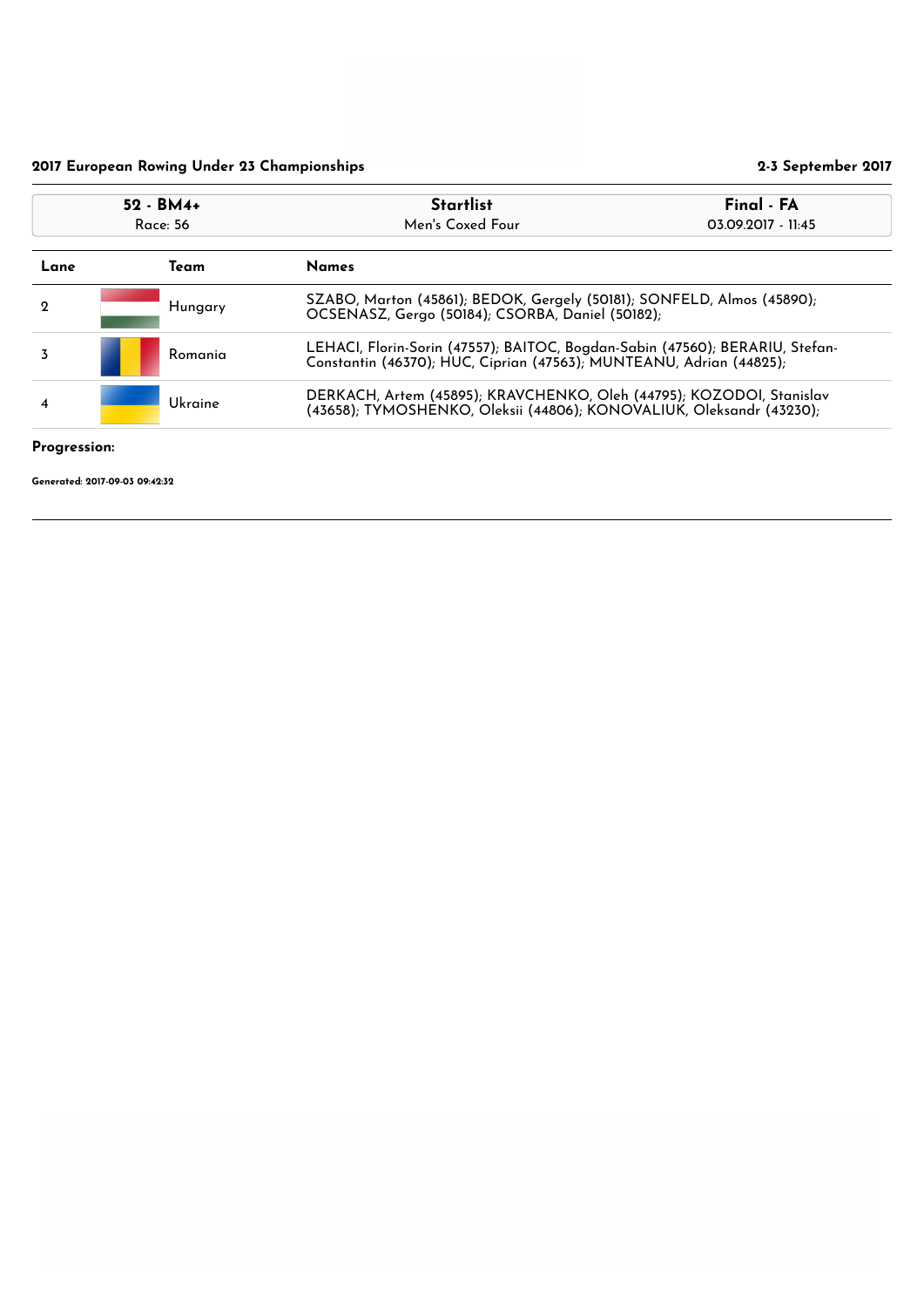**2017 European Rowing Under 23 Championships** **2-3 September 2017**

| 52 - BM4+ | Startlist | Final - FA |
|---|---|---|
| Race: 56 | Men's Coxed Four | 03.09.2017 - 11:45 |

| Lane | Team | Names |
|---|---|---|
| 2 | Hungary | SZABO, Marton (45861); BEDOK, Gergely (50181); SONFELD, Almos (45890); OCSENASZ, Gergo (50184); CSORBA, Daniel (50182); |
| 3 | Romania | LEHACI, Florin-Sorin (47557); BAITOC, Bogdan-Sabin (47560); BERARIU, Stefan-Constantin (46370); HUC, Ciprian (47563); MUNTEANU, Adrian (44825); |
| 4 | Ukraine | DERKACH, Artem (45895); KRAVCHENKO, Oleh (44795); KOZODOI, Stanislav (43658); TYMOSHENKO, Oleksii (44806); KONOVALIUK, Oleksandr (43230); |

**Progression:**

**Generated: 2017-09-03 09:42:32**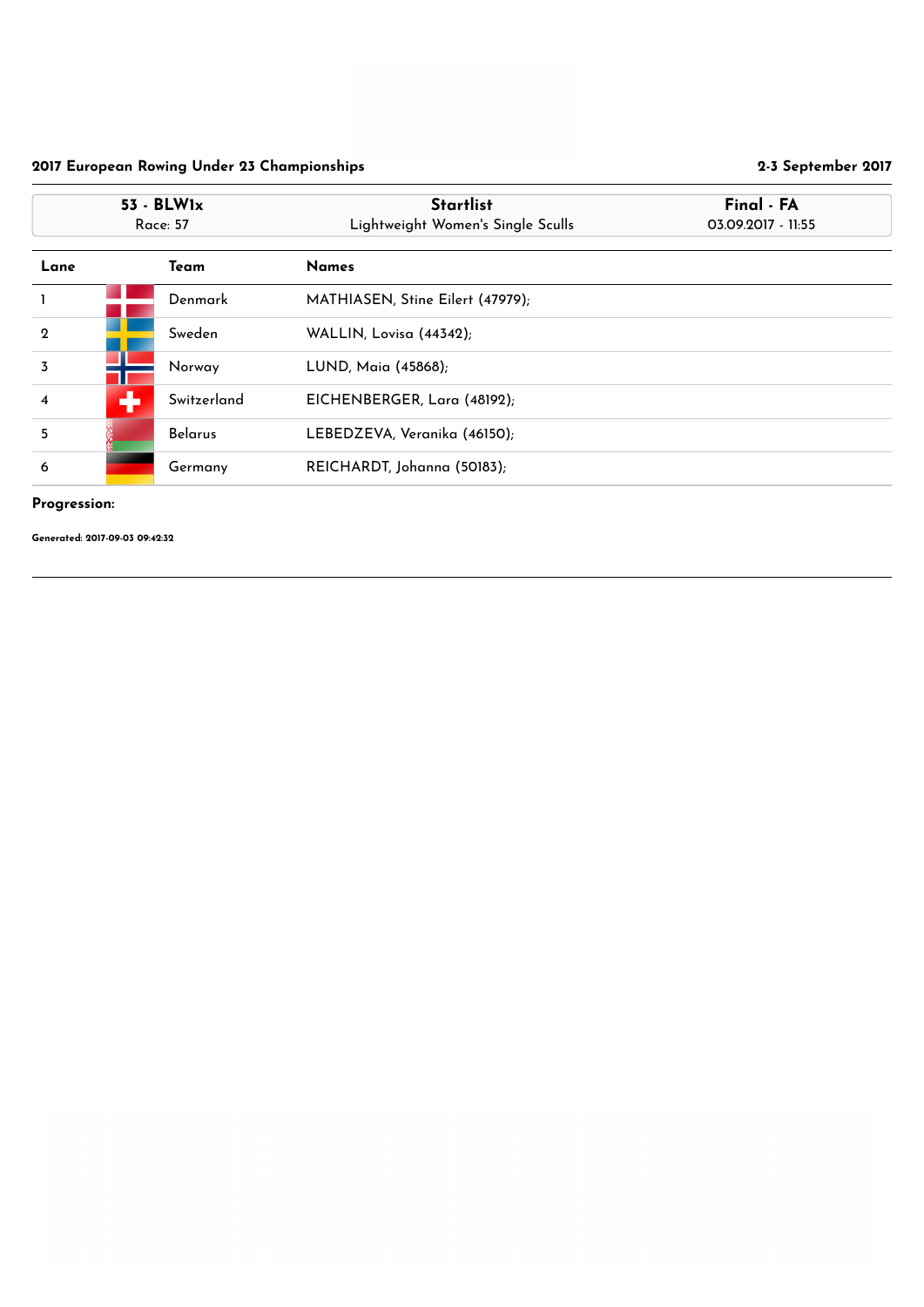**2017 European Rowing Under 23 Championships** — **2-3 September 2017**

| 53 - BLW1x | Startlist | Final - FA |
|---|---|---|
| Race: 57 | Lightweight Women's Single Sculls | 03.09.2017 - 11:55 |

| Lane | Team | Names |
|---|---|---|
| 1 | Denmark | MATHIASEN, Stine Eilert (47979); |
| 2 | Sweden | WALLIN, Lovisa (44342); |
| 3 | Norway | LUND, Maia (45868); |
| 4 | Switzerland | EICHENBERGER, Lara (48192); |
| 5 | Belarus | LEBEDZEVA, Veranika (46150); |
| 6 | Germany | REICHARDT, Johanna (50183); |

**Progression:**

**Generated: 2017-09-03 09:42:32**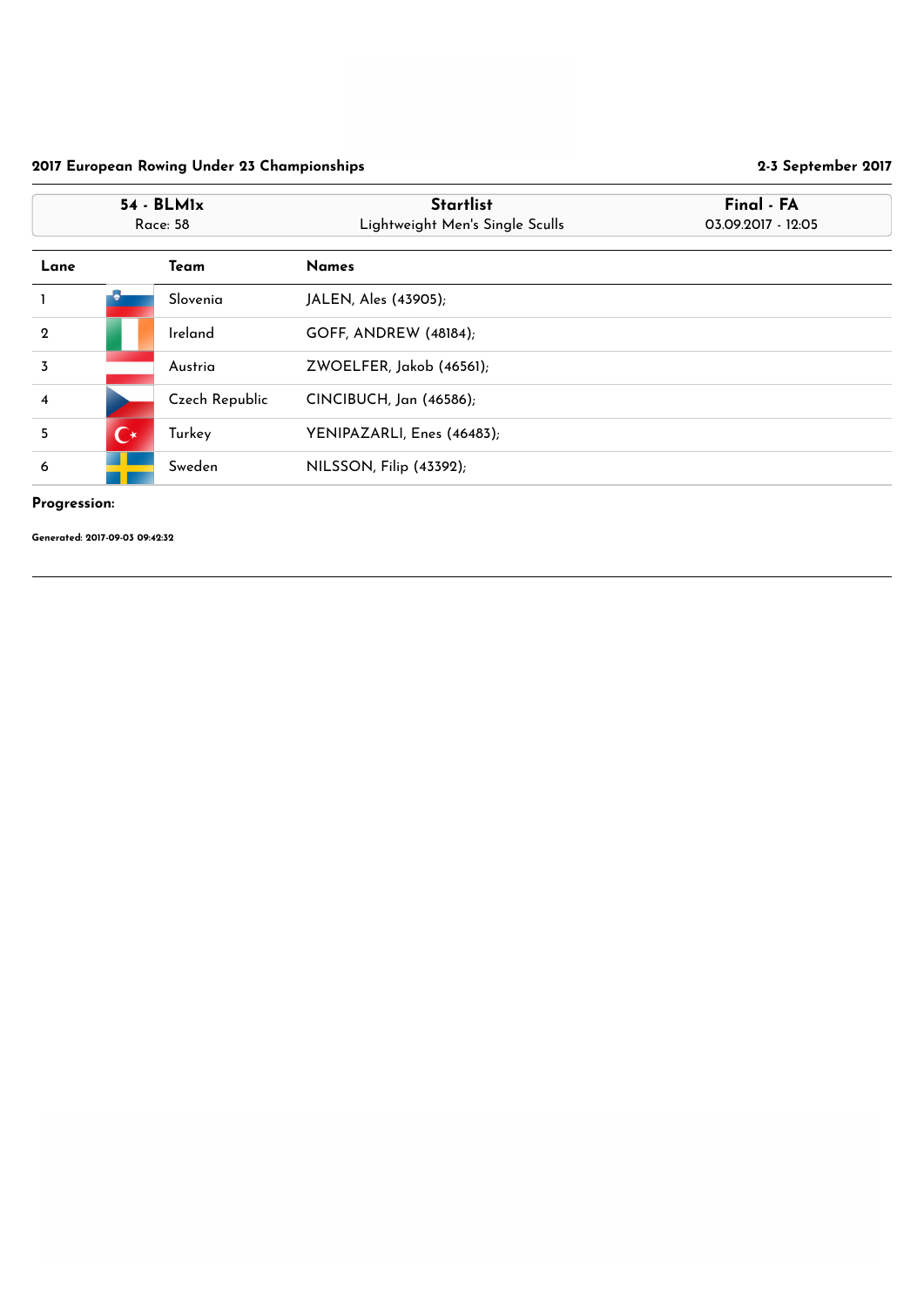**2017 European Rowing Under 23 Championships** — **2-3 September 2017**

| 54 - BLM1x | Startlist | Final - FA |
|---|---|---|
| Race: 58 | Lightweight Men's Single Sculls | 03.09.2017 - 12:05 |

| Lane | Team | Names |
|---|---|---|
| 1 | Slovenia | JALEN, Ales (43905); |
| 2 | Ireland | GOFF, ANDREW (48184); |
| 3 | Austria | ZWOELFER, Jakob (46561); |
| 4 | Czech Republic | CINCIBUCH, Jan (46586); |
| 5 | Turkey | YENIPAZARLI, Enes (46483); |
| 6 | Sweden | NILSSON, Filip (43392); |

**Progression:**

**Generated: 2017-09-03 09:42:32**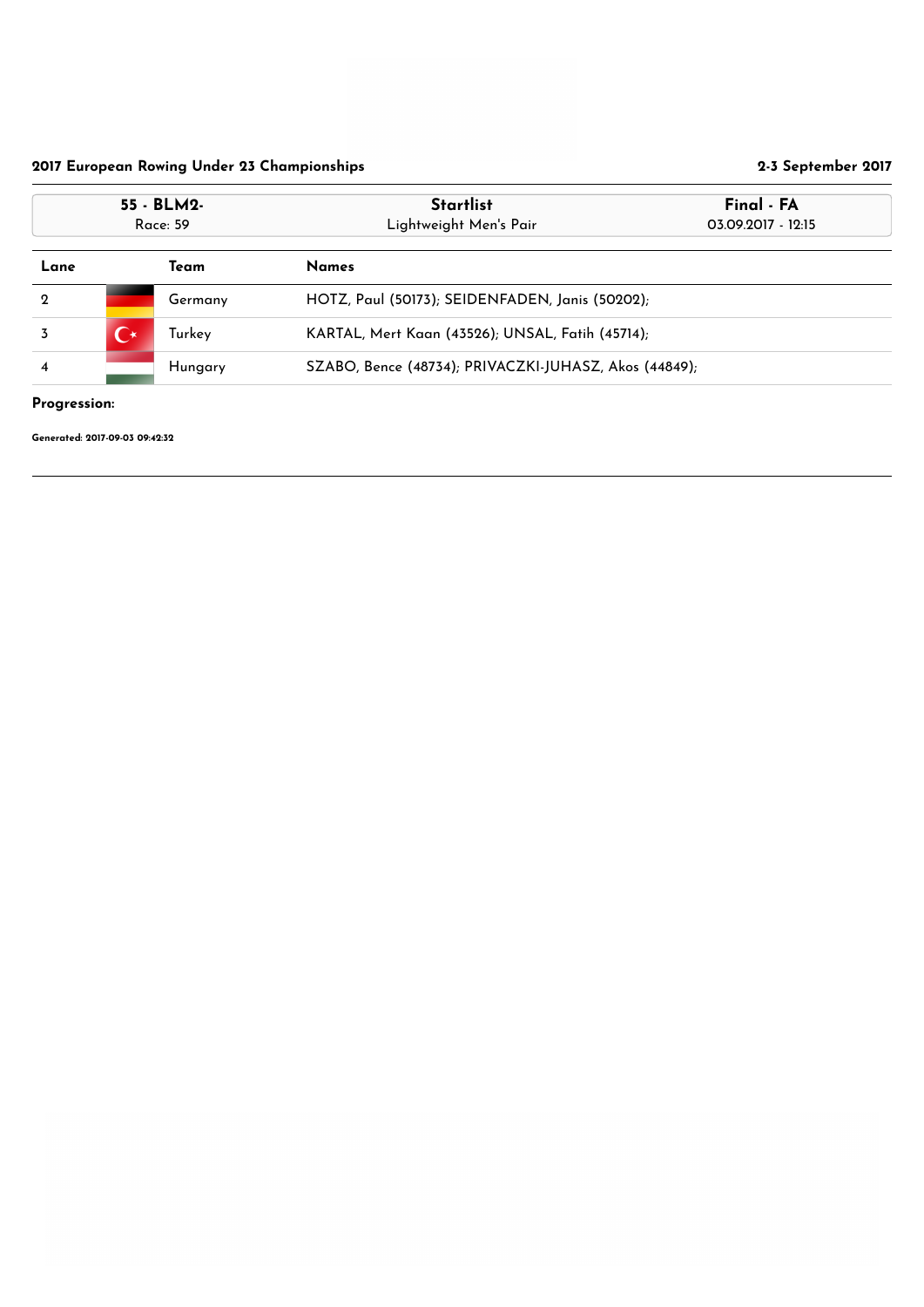**2017 European Rowing Under 23 Championships** **2-3 September 2017**

| 55 - BLM2- | Startlist | Final - FA |
|---|---|---|
| Race: 59 | Lightweight Men's Pair | 03.09.2017 - 12:15 |

| Lane | Team | Names |
|---|---|---|
| 2 | Germany | HOTZ, Paul (50173); SEIDENFADEN, Janis (50202); |
| 3 | Turkey | KARTAL, Mert Kaan (43526); UNSAL, Fatih (45714); |
| 4 | Hungary | SZABO, Bence (48734); PRIVACZKI-JUHASZ, Akos (44849); |

**Progression:**

**Generated: 2017-09-03 09:42:32**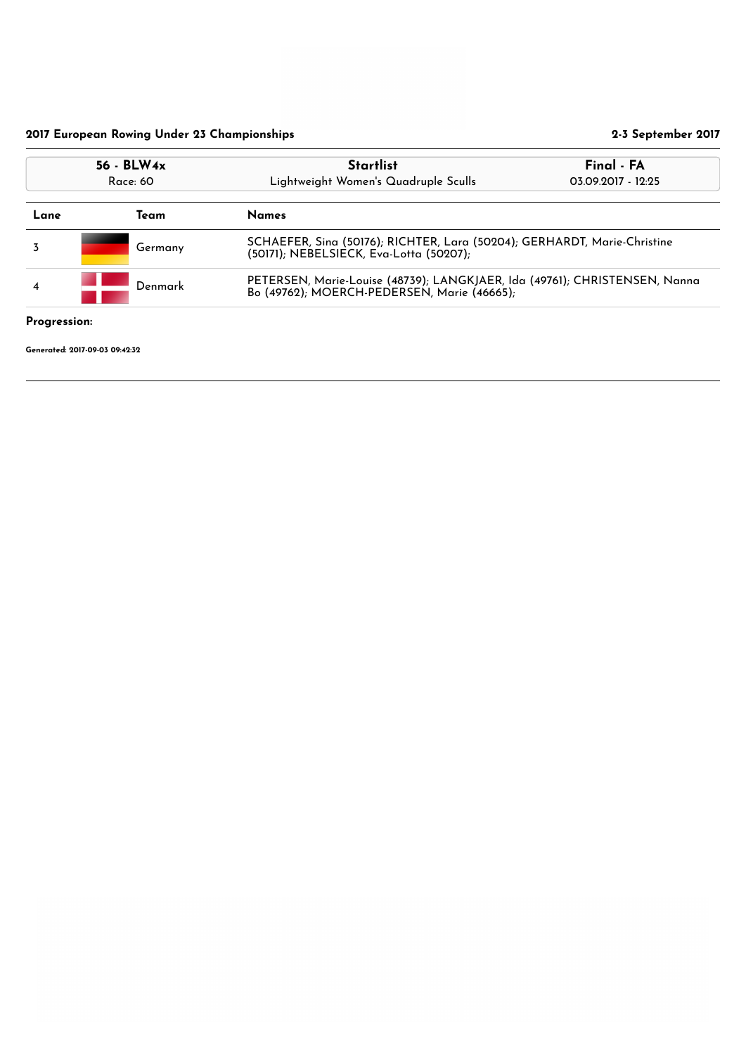**2017 European Rowing Under 23 Championships** — **2-3 September 2017**

| 56 - BLW4x | Startlist | Final - FA |
|---|---|---|
| Race: 60 | Lightweight Women's Quadruple Sculls | 03.09.2017 - 12:25 |

| Lane | Team | Names |
|---|---|---|
| 3 | Germany | SCHAEFER, Sina (50176); RICHTER, Lara (50204); GERHARDT, Marie-Christine (50171); NEBELSIECK, Eva-Lotta (50207); |
| 4 | Denmark | PETERSEN, Marie-Louise (48739); LANGKJAER, Ida (49761); CHRISTENSEN, Nanna Bo (49762); MOERCH-PEDERSEN, Marie (46665); |

**Progression:**

**Generated: 2017-09-03 09:42:32**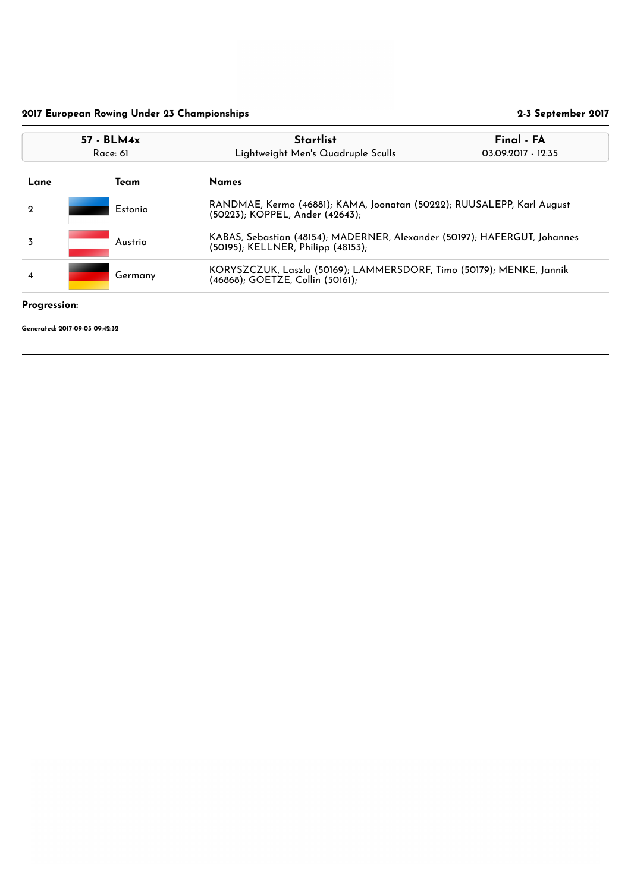2017 European Rowing Under 23 Championships — 2-3 September 2017

| 57 - BLM4x | Startlist | Final - FA |
|---|---|---|
| Race: 61 | Lightweight Men's Quadruple Sculls | 03.09.2017 - 12:35 |

| Lane | Team | Names |
|---|---|---|
| 2 | Estonia | RANDMAE, Kermo (46881); KAMA, Joonatan (50222); RUUSALEPP, Karl August (50223); KOPPEL, Ander (42643); |
| 3 | Austria | KABAS, Sebastian (48154); MADERNER, Alexander (50197); HAFERGUT, Johannes (50195); KELLNER, Philipp (48153); |
| 4 | Germany | KORYSZCZUK, Laszlo (50169); LAMMERSDORF, Timo (50179); MENKE, Jannik (46868); GOETZE, Collin (50161); |

**Progression:**

**Generated: 2017-09-03 09:42:32**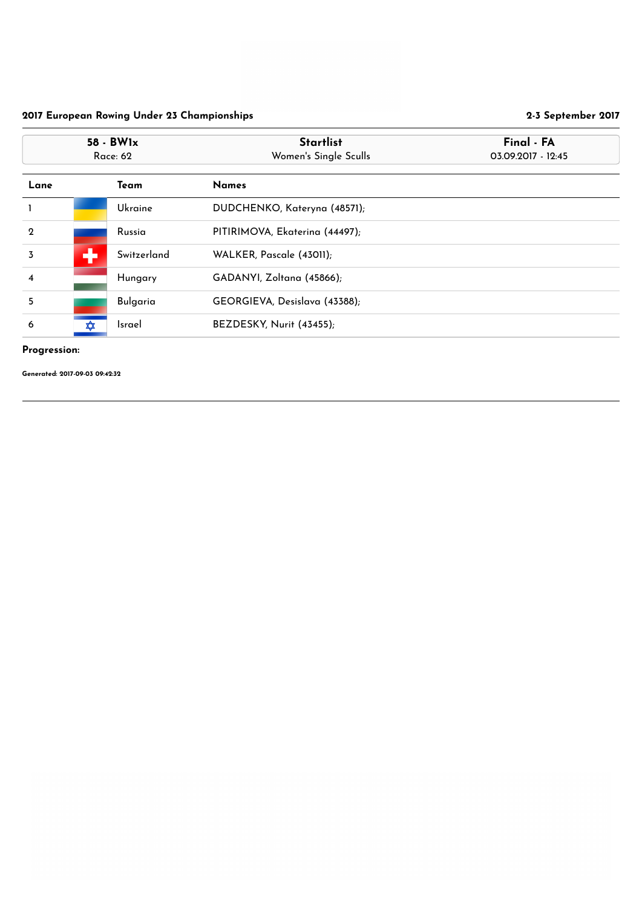## 2017 European Rowing Under 23 Championships

2-3 September 2017

| 58 - BW1x<br>Race: 62 | Startlist<br>Women's Single Sculls | Final - FA<br>03.09.2017 - 12:45 |
|---|---|---|

| Lane | | Team | Names |
|---|---|---|---|
| 1 | | Ukraine | DUDCHENKO, Kateryna (48571); |
| 2 | | Russia | PITIRIMOVA, Ekaterina (44497); |
| 3 | | Switzerland | WALKER, Pascale (43011); |
| 4 | | Hungary | GADANYI, Zoltana (45866); |
| 5 | | Bulgaria | GEORGIEVA, Desislava (43388); |
| 6 | | Israel | BEZDESKY, Nurit (43455); |

**Progression:**

**Generated: 2017-09-03 09:42:32**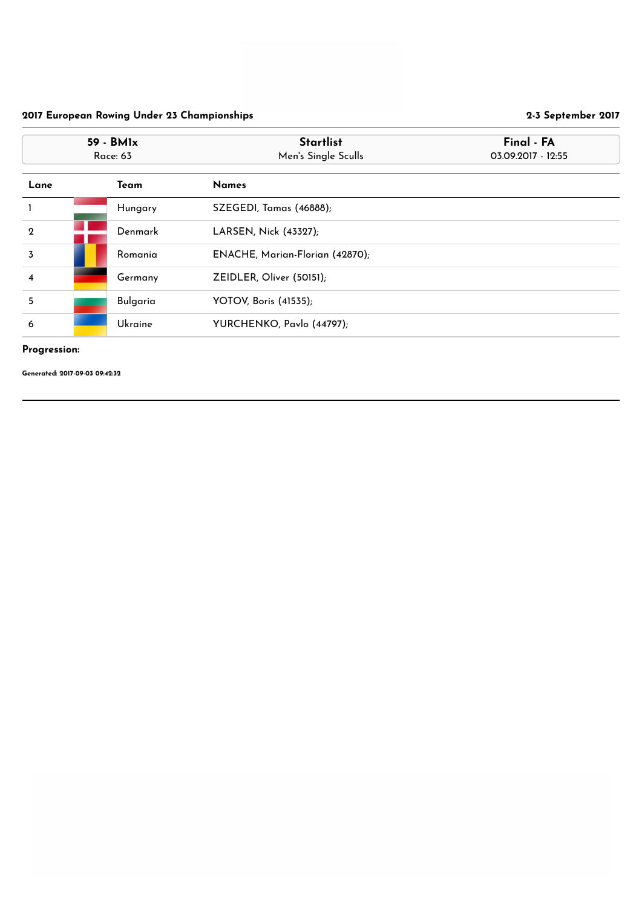**2017 European Rowing Under 23 Championships** — **2-3 September 2017**

| 59 - BM1x | Startlist | Final - FA |
|---|---|---|
| Race: 63 | Men's Single Sculls | 03.09.2017 - 12:55 |

| Lane | Team | Names |
|---|---|---|
| 1 | Hungary | SZEGEDI, Tamas (46888); |
| 2 | Denmark | LARSEN, Nick (43327); |
| 3 | Romania | ENACHE, Marian-Florian (42870); |
| 4 | Germany | ZEIDLER, Oliver (50151); |
| 5 | Bulgaria | YOTOV, Boris (41535); |
| 6 | Ukraine | YURCHENKO, Pavlo (44797); |

**Progression:**

**Generated: 2017-09-03 09:42:32**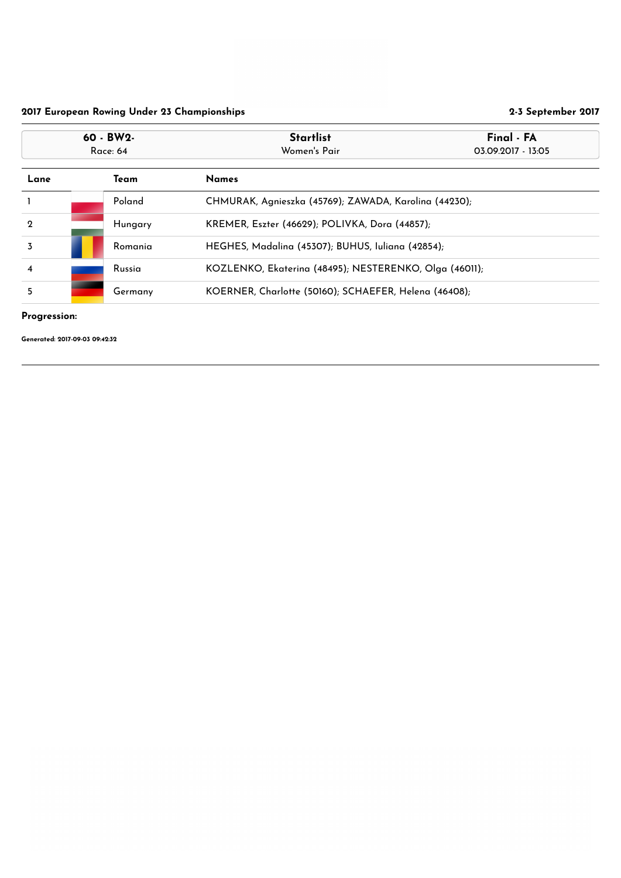**2017 European Rowing Under 23 Championships** **2-3 September 2017**

| 60 - BW2- | Startlist | Final - FA |
|---|---|---|
| Race: 64 | Women's Pair | 03.09.2017 - 13:05 |

| Lane | Team | Names |
|---|---|---|
| 1 | Poland | CHMURAK, Agnieszka (45769); ZAWADA, Karolina (44230); |
| 2 | Hungary | KREMER, Eszter (46629); POLIVKA, Dora (44857); |
| 3 | Romania | HEGHES, Madalina (45307); BUHUS, Iuliana (42854); |
| 4 | Russia | KOZLENKO, Ekaterina (48495); NESTERENKO, Olga (46011); |
| 5 | Germany | KOERNER, Charlotte (50160); SCHAEFER, Helena (46408); |

**Progression:**

**Generated: 2017-09-03 09:42:32**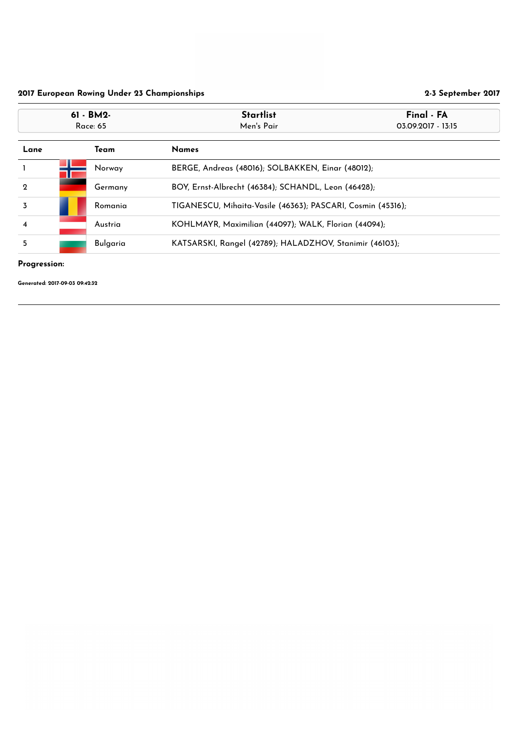**2017 European Rowing Under 23 Championships** **2-3 September 2017**

| 61 - BM2- | Startlist | Final - FA |
| --- | --- | --- |
| Race: 65 | Men's Pair | 03.09.2017 - 13:15 |

| Lane | Team | Names |
| --- | --- | --- |
| 1 | Norway | BERGE, Andreas (48016); SOLBAKKEN, Einar (48012); |
| 2 | Germany | BOY, Ernst-Albrecht (46384); SCHANDL, Leon (46428); |
| 3 | Romania | TIGANESCU, Mihaita-Vasile (46363); PASCARI, Cosmin (45316); |
| 4 | Austria | KOHLMAYR, Maximilian (44097); WALK, Florian (44094); |
| 5 | Bulgaria | KATSARSKI, Rangel (42789); HALADZHOV, Stanimir (46103); |

**Progression:**

**Generated: 2017-09-03 09:42:32**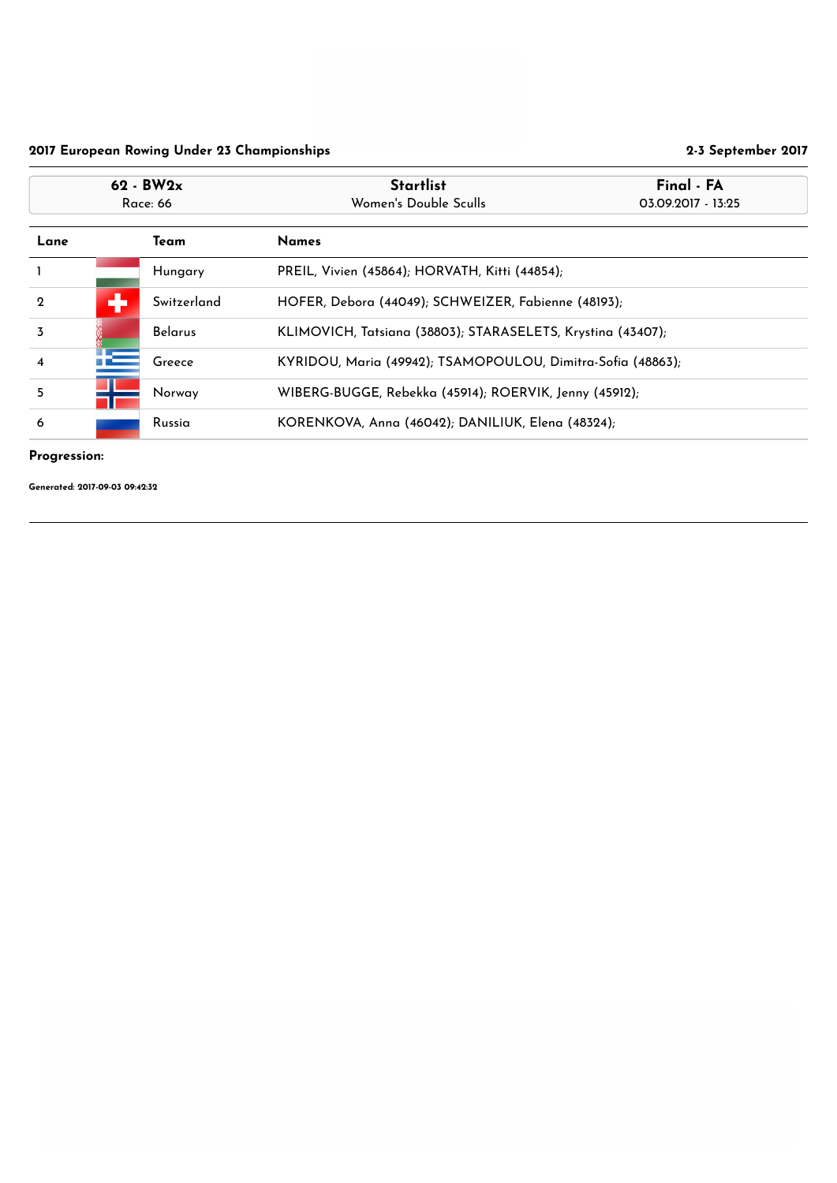**2017 European Rowing Under 23 Championships** | **2-3 September 2017**

| 62 - BW2x | Startlist | Final - FA |
|---|---|---|
| Race: 66 | Women's Double Sculls | 03.09.2017 - 13:25 |

| Lane | Team | Names |
|---|---|---|
| 1 | Hungary | PREIL, Vivien (45864); HORVATH, Kitti (44854); |
| 2 | Switzerland | HOFER, Debora (44049); SCHWEIZER, Fabienne (48193); |
| 3 | Belarus | KLIMOVICH, Tatsiana (38803); STARASELETS, Krystina (43407); |
| 4 | Greece | KYRIDOU, Maria (49942); TSAMOPOULOU, Dimitra-Sofia (48863); |
| 5 | Norway | WIBERG-BUGGE, Rebekka (45914); ROERVIK, Jenny (45912); |
| 6 | Russia | KORENKOVA, Anna (46042); DANILIUK, Elena (48324); |

**Progression:**

**Generated: 2017-09-03 09:42:32**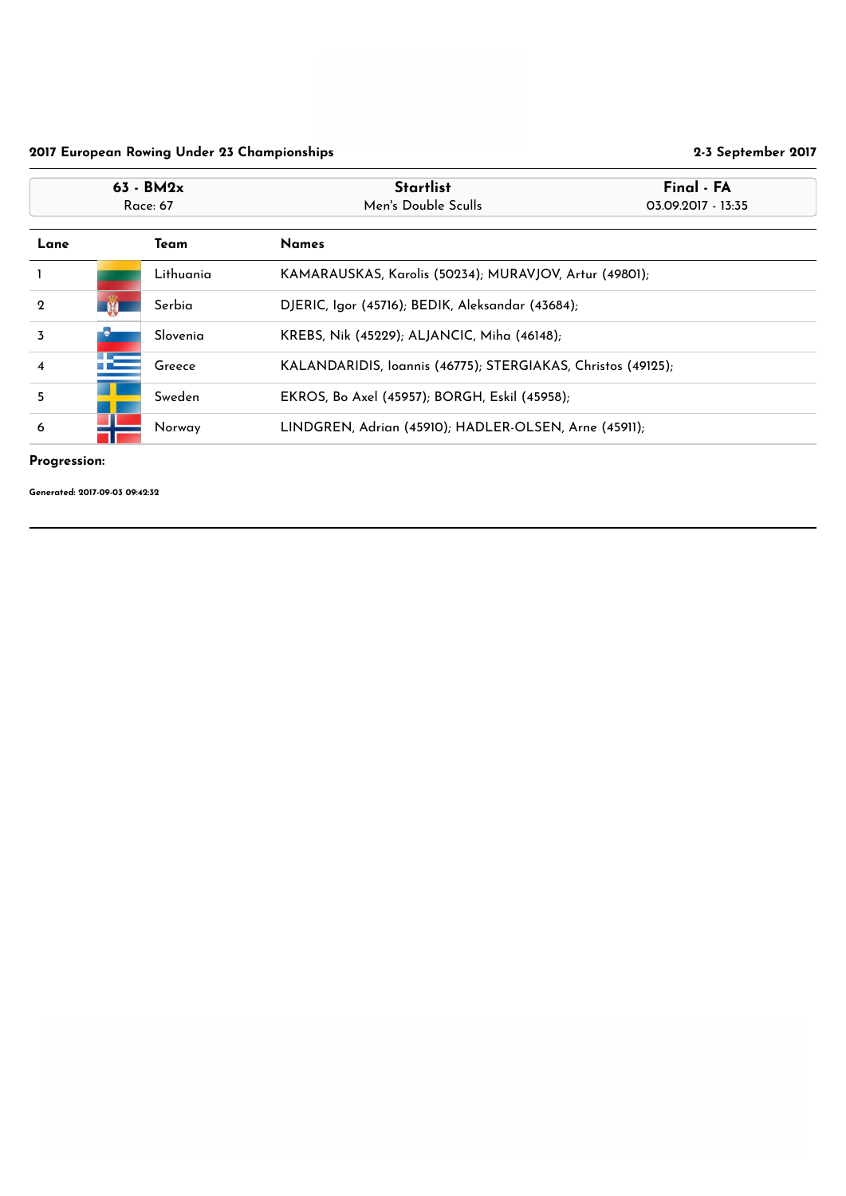**2017 European Rowing Under 23 Championships** — **2-3 September 2017**

| 63 - BM2x | Startlist | Final - FA |
|---|---|---|
| Race: 67 | Men's Double Sculls | 03.09.2017 - 13:35 |

| Lane | Team | Names |
|---|---|---|
| 1 | Lithuania | KAMARAUSKAS, Karolis (50234); MURAVJOV, Artur (49801); |
| 2 | Serbia | DJERIC, Igor (45716); BEDIK, Aleksandar (43684); |
| 3 | Slovenia | KREBS, Nik (45229); ALJANCIC, Miha (46148); |
| 4 | Greece | KALANDARIDIS, Ioannis (46775); STERGIAKAS, Christos (49125); |
| 5 | Sweden | EKROS, Bo Axel (45957); BORGH, Eskil (45958); |
| 6 | Norway | LINDGREN, Adrian (45910); HADLER-OLSEN, Arne (45911); |

**Progression:**

**Generated: 2017-09-03 09:42:32**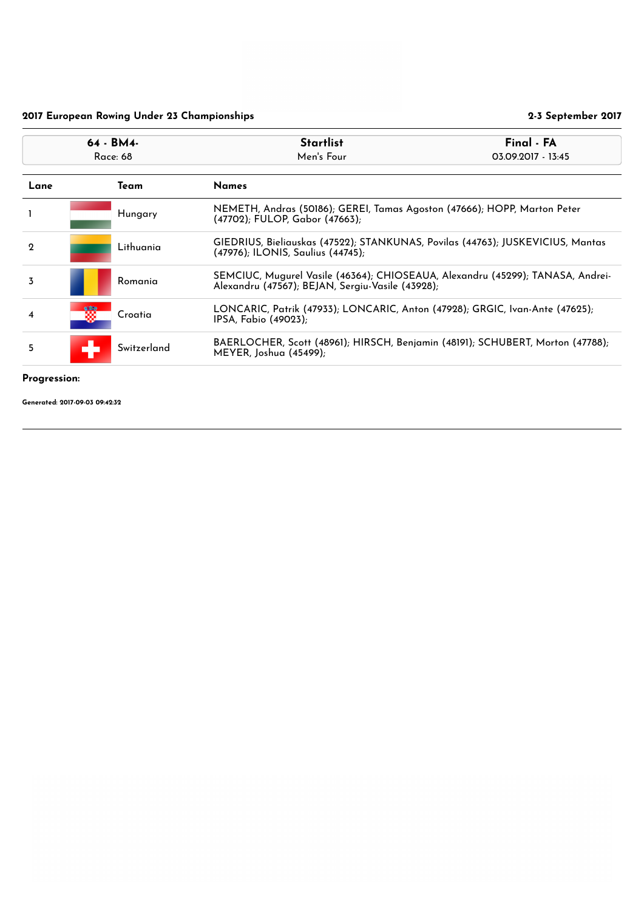**2017 European Rowing Under 23 Championships** | **2-3 September 2017**

| 64 - BM4- | Startlist | Final - FA |
|---|---|---|
| Race: 68 | Men's Four | 03.09.2017 - 13:45 |

| Lane | Team | Names |
|---|---|---|
| 1 | Hungary | NEMETH, Andras (50186); GEREI, Tamas Agoston (47666); HOPP, Marton Peter (47702); FULOP, Gabor (47663); |
| 2 | Lithuania | GIEDRIUS, Bieliauskas (47522); STANKUNAS, Povilas (44763); JUSKEVICIUS, Mantas (47976); ILONIS, Saulius (44745); |
| 3 | Romania | SEMCIUC, Mugurel Vasile (46364); CHIOSEAUA, Alexandru (45299); TANASA, Andrei-Alexandru (47567); BEJAN, Sergiu-Vasile (43928); |
| 4 | Croatia | LONCARIC, Patrik (47933); LONCARIC, Anton (47928); GRGIC, Ivan-Ante (47625); IPSA, Fabio (49023); |
| 5 | Switzerland | BAERLOCHER, Scott (48961); HIRSCH, Benjamin (48191); SCHUBERT, Morton (47788); MEYER, Joshua (45499); |

**Progression:**

**Generated: 2017-09-03 09:42:32**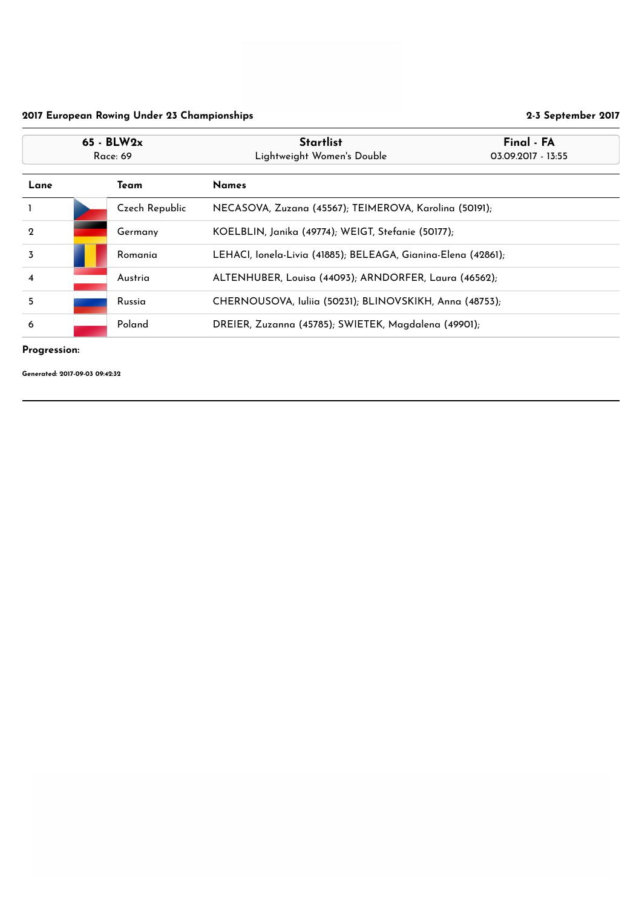**2017 European Rowing Under 23 Championships** **2-3 September 2017**

| 65 - BLW2x | Startlist | Final - FA |
|---|---|---|
| Race: 69 | Lightweight Women's Double | 03.09.2017 - 13:55 |

| Lane | Team | Names |
|---|---|---|
| 1 | Czech Republic | NECASOVA, Zuzana (45567); TEIMEROVA, Karolina (50191); |
| 2 | Germany | KOELBLIN, Janika (49774); WEIGT, Stefanie (50177); |
| 3 | Romania | LEHACI, Ionela-Livia (41885); BELEAGA, Gianina-Elena (42861); |
| 4 | Austria | ALTENHUBER, Louisa (44093); ARNDORFER, Laura (46562); |
| 5 | Russia | CHERNOUSOVA, Iuliia (50231); BLINOVSKIKH, Anna (48753); |
| 6 | Poland | DREIER, Zuzanna (45785); SWIETEK, Magdalena (49901); |

**Progression:**

**Generated: 2017-09-03 09:42:32**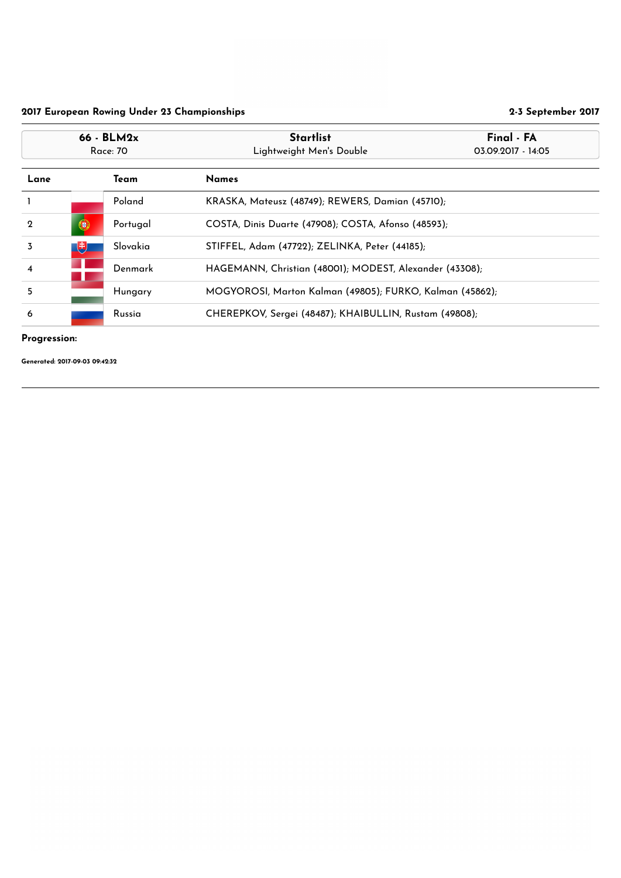**2017 European Rowing Under 23 Championships** | **2-3 September 2017**

| **66 - BLM2x** | **Startlist** | **Final - FA** |
|---|---|---|
| Race: 70 | Lightweight Men's Double | 03.09.2017 - 14:05 |

| Lane | Team | Names |
|---|---|---|
| 1 | Poland | KRASKA, Mateusz (48749); REWERS, Damian (45710); |
| 2 | Portugal | COSTA, Dinis Duarte (47908); COSTA, Afonso (48593); |
| 3 | Slovakia | STIFFEL, Adam (47722); ZELINKA, Peter (44185); |
| 4 | Denmark | HAGEMANN, Christian (48001); MODEST, Alexander (43308); |
| 5 | Hungary | MOGYOROSI, Marton Kalman (49805); FURKO, Kalman (45862); |
| 6 | Russia | CHEREPKOV, Sergei (48487); KHAIBULLIN, Rustam (49808); |

**Progression:**

**Generated: 2017-09-03 09:42:32**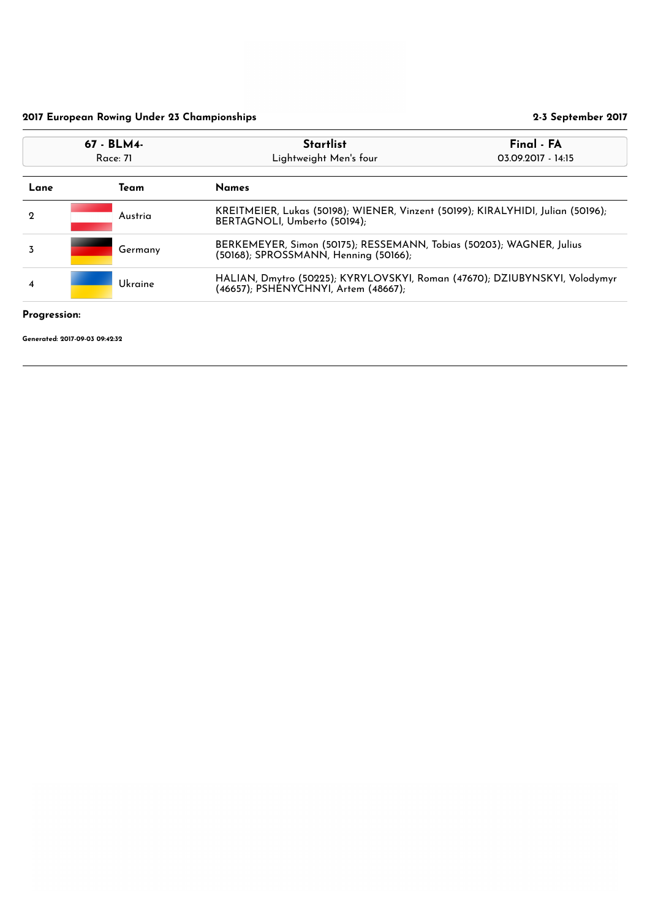**2017 European Rowing Under 23 Championships** | **2-3 September 2017**

| 67 - BLM4- Race: 71 | Startlist Lightweight Men's four | Final - FA 03.09.2017 - 14:15 |
|---|---|---|

| Lane | Team | Names |
|---|---|---|
| 2 | Austria | KREITMEIER, Lukas (50198); WIENER, Vinzent (50199); KIRALYHIDI, Julian (50196); BERTAGNOLI, Umberto (50194); |
| 3 | Germany | BERKEMEYER, Simon (50175); RESSEMANN, Tobias (50203); WAGNER, Julius (50168); SPROSSMANN, Henning (50166); |
| 4 | Ukraine | HALIAN, Dmytro (50225); KYRYLOVSKYI, Roman (47670); DZIUBYNSKYI, Volodymyr (46657); PSHENYCHNYI, Artem (48667); |

**Progression:**

**Generated: 2017-09-03 09:42:32**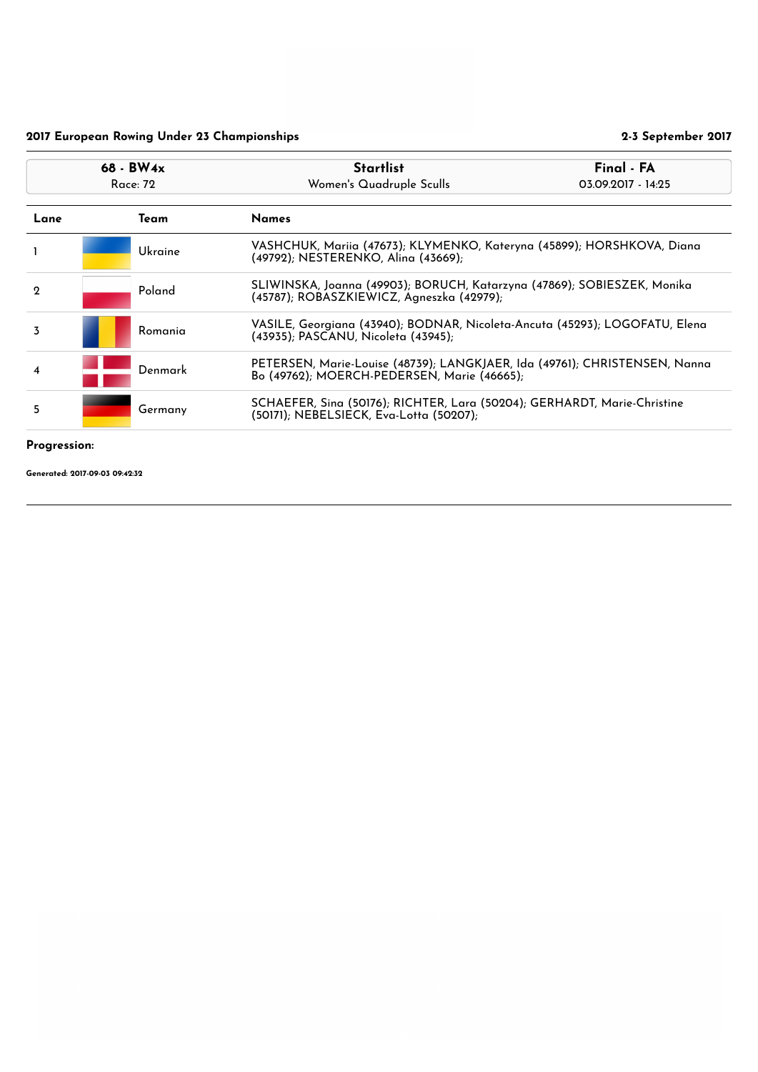**2017 European Rowing Under 23 Championships** | **2-3 September 2017**

| **68 - BW4x**<br>Race: 72 | **Startlist**<br>Women's Quadruple Sculls | **Final - FA**<br>03.09.2017 - 14:25 |
|---|---|---|

| Lane | Team | Names |
|---|---|---|
| 1 | Ukraine | VASHCHUK, Mariia (47673); KLYMENKO, Kateryna (45899); HORSHKOVA, Diana (49792); NESTERENKO, Alina (43669); |
| 2 | Poland | SLIWINSKA, Joanna (49903); BORUCH, Katarzyna (47869); SOBIESZEK, Monika (45787); ROBASZKIEWICZ, Agneszka (42979); |
| 3 | Romania | VASILE, Georgiana (43940); BODNAR, Nicoleta-Ancuta (45293); LOGOFATU, Elena (43935); PASCANU, Nicoleta (43945); |
| 4 | Denmark | PETERSEN, Marie-Louise (48739); LANGKJAER, Ida (49761); CHRISTENSEN, Nanna Bo (49762); MOERCH-PEDERSEN, Marie (46665); |
| 5 | Germany | SCHAEFER, Sina (50176); RICHTER, Lara (50204); GERHARDT, Marie-Christine (50171); NEBELSIECK, Eva-Lotta (50207); |

**Progression:**

**Generated: 2017-09-03 09:42:32**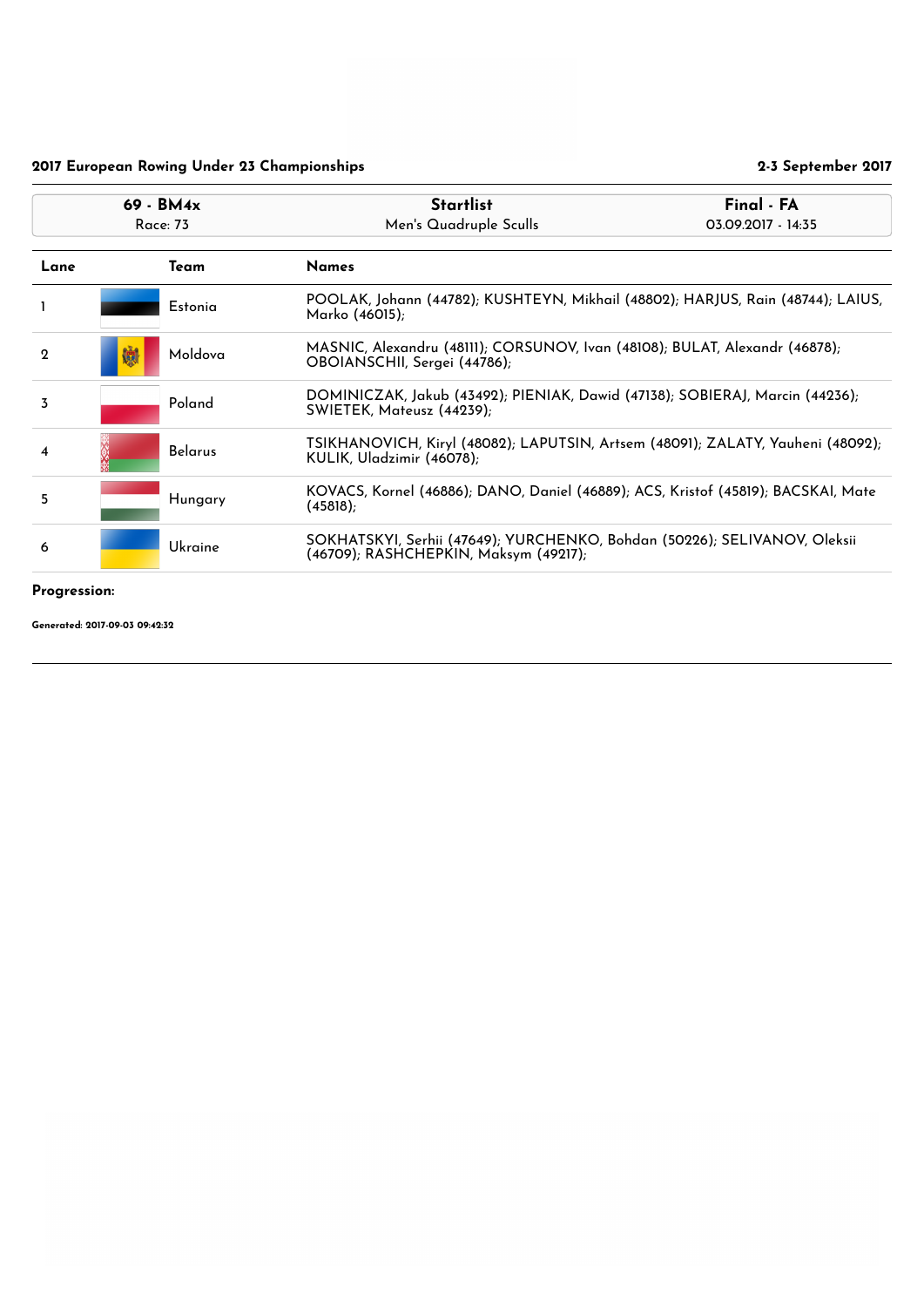**2017 European Rowing Under 23 Championships** | **2-3 September 2017**

| **69 - BM4x**<br>Race: 73 | **Startlist**<br>Men's Quadruple Sculls | **Final - FA**<br>03.09.2017 - 14:35 |
|---|---|---|

| Lane | Team | Names |
|---|---|---|
| 1 | Estonia | POOLAK, Johann (44782); KUSHTEYN, Mikhail (48802); HARJUS, Rain (48744); LAIUS, Marko (46015); |
| 2 | Moldova | MASNIC, Alexandru (48111); CORSUNOV, Ivan (48108); BULAT, Alexandr (46878); OBOIANSCHII, Sergei (44786); |
| 3 | Poland | DOMINICZAK, Jakub (43492); PIENIAK, Dawid (47138); SOBIERAJ, Marcin (44236); SWIETEK, Mateusz (44239); |
| 4 | Belarus | TSIKHANOVICH, Kiryl (48082); LAPUTSIN, Artsem (48091); ZALATY, Yauheni (48092); KULIK, Uladzimir (46078); |
| 5 | Hungary | KOVACS, Kornel (46886); DANO, Daniel (46889); ACS, Kristof (45819); BACSKAI, Mate (45818); |
| 6 | Ukraine | SOKHATSKYI, Serhii (47649); YURCHENKO, Bohdan (50226); SELIVANOV, Oleksii (46709); RASHCHEPKIN, Maksym (49217); |

**Progression:**

**Generated: 2017-09-03 09:42:32**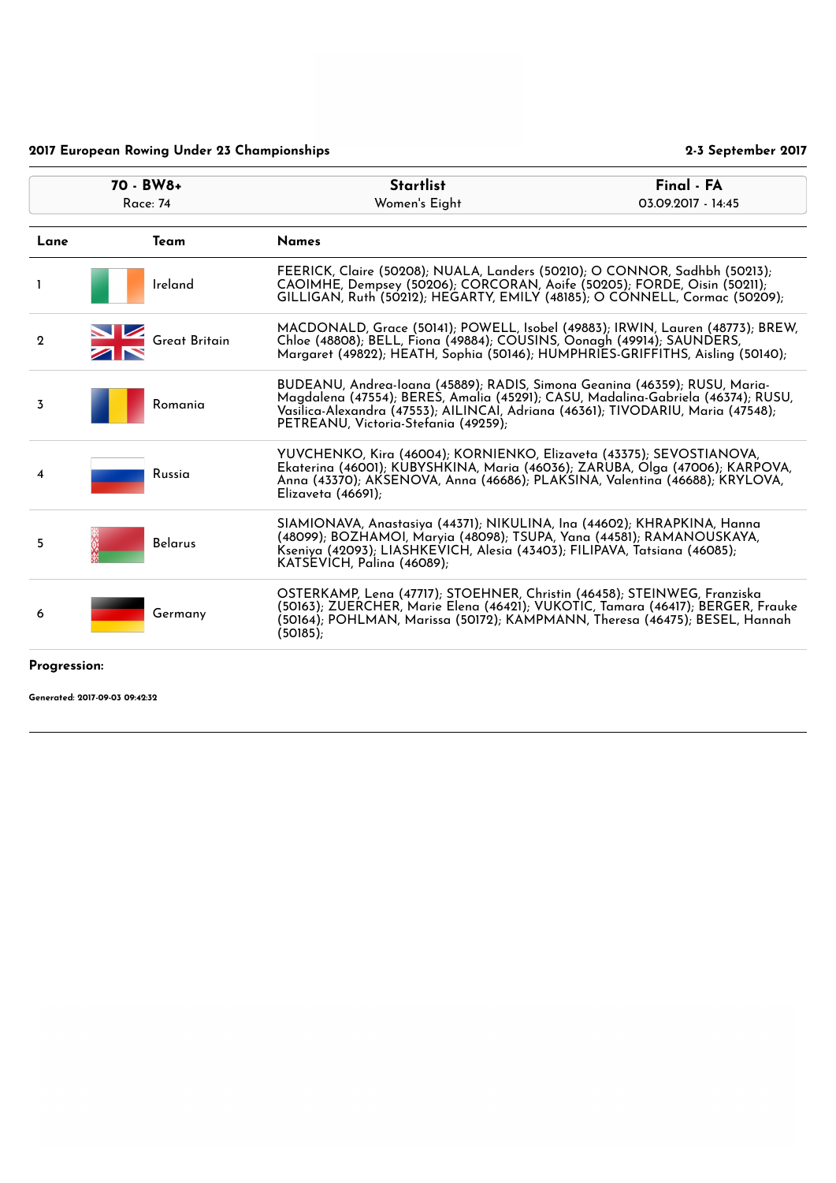**2017 European Rowing Under 23 Championships** — 2-3 September 2017

| 70 - BW8+ | Startlist | Final - FA |
|---|---|---|
| Race: 74 | Women's Eight | 03.09.2017 - 14:45 |

| Lane | Team | Names |
|---|---|---|
| 1 | Ireland | FEERICK, Claire (50208); NUALA, Landers (50210); O CONNOR, Sadhbh (50213); CAOIMHE, Dempsey (50206); CORCORAN, Aoife (50205); FORDE, Oisin (50211); GILLIGAN, Ruth (50212); HEGARTY, EMILY (48185); O CONNELL, Cormac (50209); |
| 2 | Great Britain | MACDONALD, Grace (50141); POWELL, Isobel (49883); IRWIN, Lauren (48773); BREW, Chloe (48808); BELL, Fiona (49884); COUSINS, Oonagh (49914); SAUNDERS, Margaret (49822); HEATH, Sophia (50146); HUMPHRIES-GRIFFITHS, Aisling (50140); |
| 3 | Romania | BUDEANU, Andrea-Ioana (45889); RADIS, Simona Geanina (46359); RUSU, Maria-Magdalena (47554); BERES, Amalia (45291); CASU, Madalina-Gabriela (46374); RUSU, Vasilica-Alexandra (47553); AILINCAI, Adriana (46361); TIVODARIU, Maria (47548); PETREANU, Victoria-Stefania (49259); |
| 4 | Russia | YUVCHENKO, Kira (46004); KORNIENKO, Elizaveta (43375); SEVOSTIANOVA, Ekaterina (46001); KUBYSHKINA, Maria (46036); ZARUBA, Olga (47006); KARPOVA, Anna (43370); AKSENOVA, Anna (46686); PLAKSINA, Valentina (46688); KRYLOVA, Elizaveta (46691); |
| 5 | Belarus | SIAMIONAVA, Anastasiya (44371); NIKULINA, Ina (44602); KHRAPKINA, Hanna (48099); BOZHAMOI, Maryia (48098); TSUPA, Yana (44581); RAMANOUSKAYA, Kseniya (42093); LIASHKEVICH, Alesia (43403); FILIPAVA, Tatsiana (46085); KATSEVICH, Palina (46089); |
| 6 | Germany | OSTERKAMP, Lena (47717); STOEHNER, Christin (46458); STEINWEG, Franziska (50163); ZUERCHER, Marie Elena (46421); VUKOTIC, Tamara (46417); BERGER, Frauke (50164); POHLMAN, Marissa (50172); KAMPMANN, Theresa (46475); BESEL, Hannah (50185); |

**Progression:**

**Generated: 2017-09-03 09:42:32**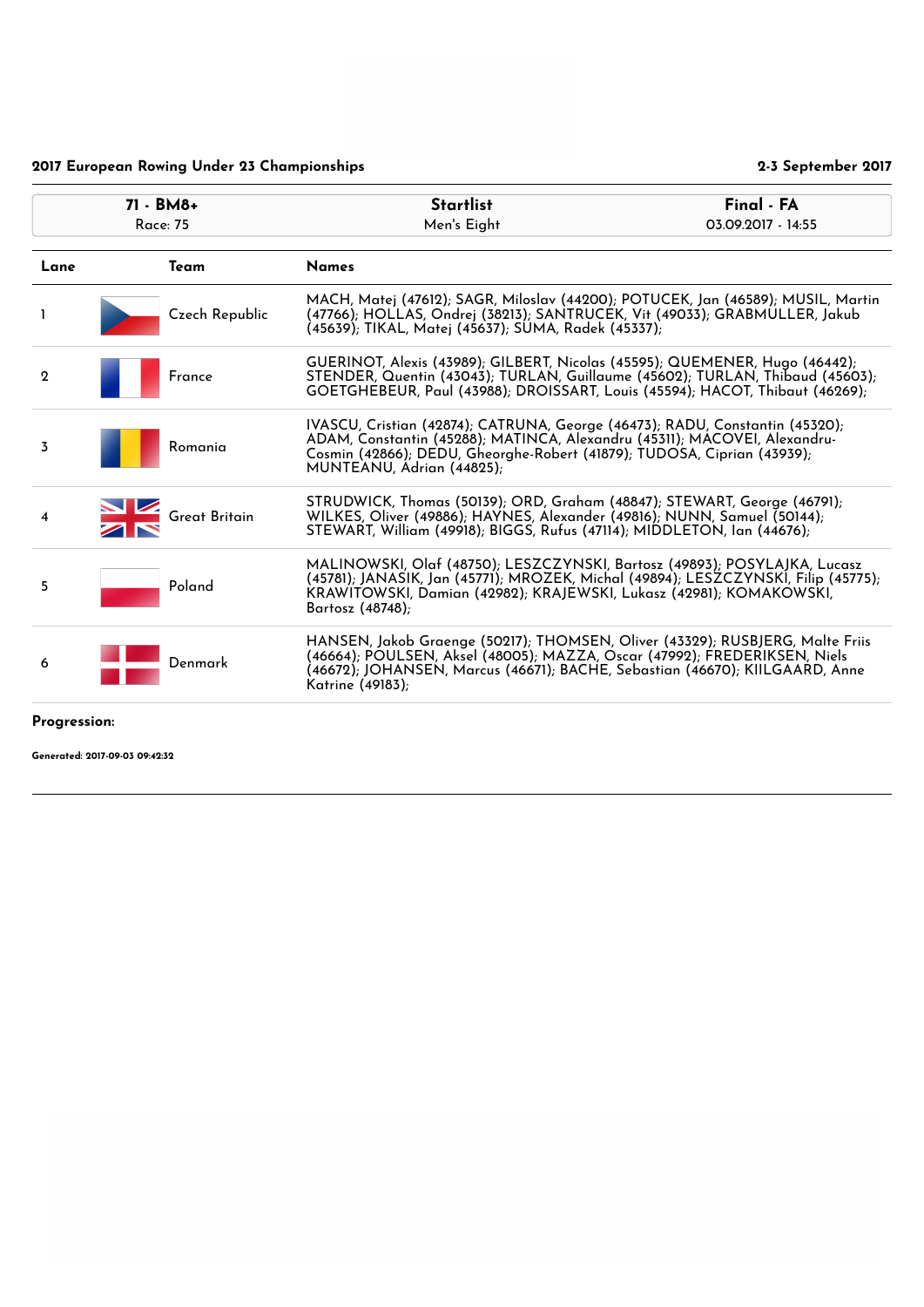**2017 European Rowing Under 23 Championships** — **2-3 September 2017**

| 71 - BM8+ | Startlist | Final - FA |
|---|---|---|
| Race: 75 | Men's Eight | 03.09.2017 - 14:55 |

| Lane | Team | Names |
|---|---|---|
| 1 | Czech Republic | MACH, Matej (47612); SAGR, Miloslav (44200); POTUCEK, Jan (46589); MUSIL, Martin (47766); HOLLAS, Ondrej (38213); SANTRUCEK, Vit (49033); GRABMULLER, Jakub (45639); TIKAL, Matej (45637); SUMA, Radek (45337); |
| 2 | France | GUERINOT, Alexis (43989); GILBERT, Nicolas (45595); QUEMENER, Hugo (46442); STENDER, Quentin (43043); TURLAN, Guillaume (45602); TURLAN, Thibaud (45603); GOETGHEBEUR, Paul (43988); DROISSART, Louis (45594); HACOT, Thibaut (46269); |
| 3 | Romania | IVASCU, Cristian (42874); CATRUNA, George (46473); RADU, Constantin (45320); ADAM, Constantin (45288); MATINCA, Alexandru (45311); MACOVEI, Alexandru-Cosmin (42866); DEDU, Gheorghe-Robert (41879); TUDOSA, Ciprian (43939); MUNTEANU, Adrian (44825); |
| 4 | Great Britain | STRUDWICK, Thomas (50139); ORD, Graham (48847); STEWART, George (46791); WILKES, Oliver (49886); HAYNES, Alexander (49816); NUNN, Samuel (50144); STEWART, William (49918); BIGGS, Rufus (47114); MIDDLETON, Ian (44676); |
| 5 | Poland | MALINOWSKI, Olaf (48750); LESZCZYNSKI, Bartosz (49893); POSYLAJKA, Lucasz (45781); JANASIK, Jan (45771); MROZEK, Michal (49894); LESZCZYNSKI, Filip (45775); KRAWITOWSKI, Damian (42982); KRAJEWSKI, Lukasz (42981); KOMAKOWSKI, Bartosz (48748); |
| 6 | Denmark | HANSEN, Jakob Graenge (50217); THOMSEN, Oliver (43329); RUSBJERG, Malte Friis (46664); POULSEN, Aksel (48005); MAZZA, Oscar (47992); FREDERIKSEN, Niels (46672); JOHANSEN, Marcus (46671); BACHE, Sebastian (46670); KIILGAARD, Anne Katrine (49183); |

**Progression:**

**Generated: 2017-09-03 09:42:32**